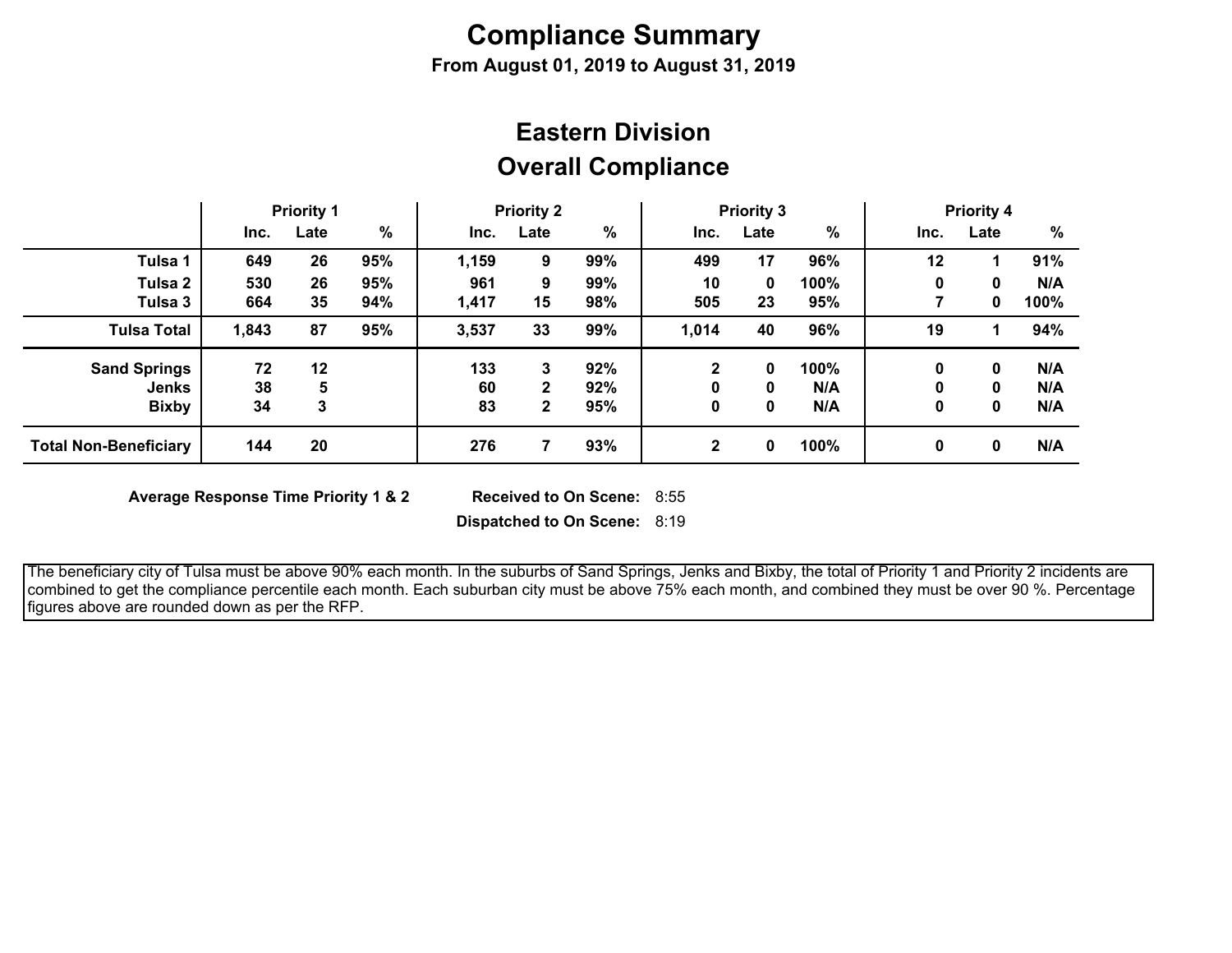# Compliance Summary

**From August 01, 2019 to August 31, 2019**

## Eastern Division
## Overall Compliance

| | Priority 1 | | | Priority 2 | | | Priority 3 | | | Priority 4 | | |
|---|---|---|---|---|---|---|---|---|---|---|---|---|
| | Inc. | Late | % | Inc. | Late | % | Inc. | Late | % | Inc. | Late | % |
| **Tulsa 1** | 649 | 26 | 95% | 1,159 | 9 | 99% | 499 | 17 | 96% | 12 | 1 | 91% |
| **Tulsa 2** | 530 | 26 | 95% | 961 | 9 | 99% | 10 | 0 | 100% | 0 | 0 | N/A |
| **Tulsa 3** | 664 | 35 | 94% | 1,417 | 15 | 98% | 505 | 23 | 95% | 7 | 0 | 100% |
| **Tulsa Total** | 1,843 | 87 | 95% | 3,537 | 33 | 99% | 1,014 | 40 | 96% | 19 | 1 | 94% |
| **Sand Springs** | 72 | 12 | | 133 | 3 | 92% | 2 | 0 | 100% | 0 | 0 | N/A |
| **Jenks** | 38 | 5 | | 60 | 2 | 92% | 0 | 0 | N/A | 0 | 0 | N/A |
| **Bixby** | 34 | 3 | | 83 | 2 | 95% | 0 | 0 | N/A | 0 | 0 | N/A |
| **Total Non-Beneficiary** | 144 | 20 | | 276 | 7 | 93% | 2 | 0 | 100% | 0 | 0 | N/A |

**Average Response Time Priority 1 & 2**

**Received to On Scene:** 8:55

**Dispatched to On Scene:** 8:19

The beneficiary city of Tulsa must be above 90% each month. In the suburbs of Sand Springs, Jenks and Bixby, the total of Priority 1 and Priority 2 incidents are combined to get the compliance percentile each month. Each suburban city must be above 75% each month, and combined they must be over 90 %. Percentage figures above are rounded down as per the RFP.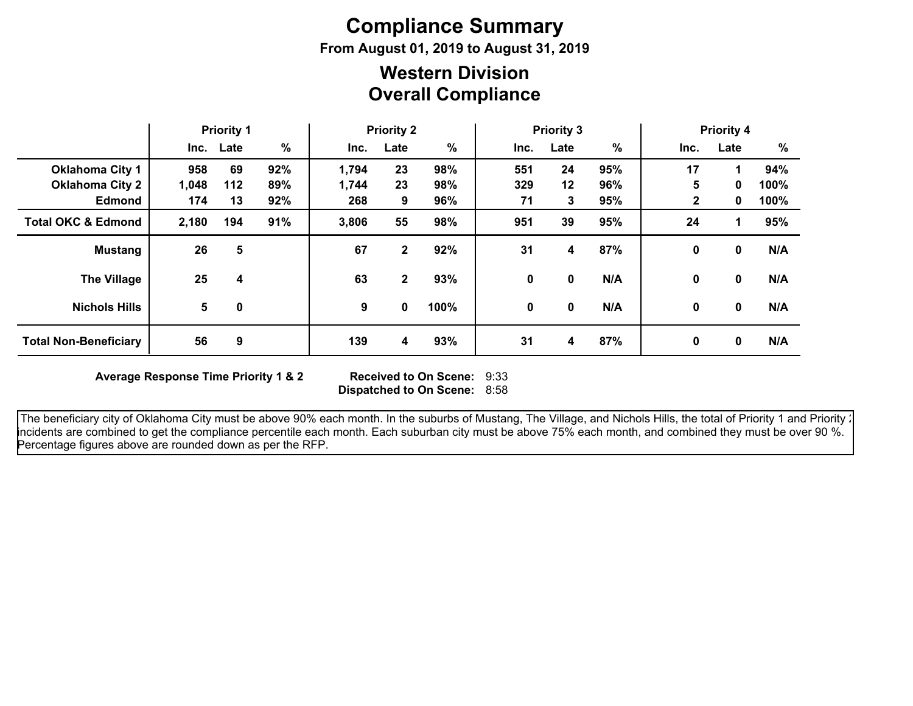# Compliance Summary

**From August 01, 2019 to August 31, 2019**

## Western Division
## Overall Compliance

| | Priority 1 | | | Priority 2 | | | Priority 3 | | | Priority 4 | | |
|---|---|---|---|---|---|---|---|---|---|---|---|---|
| | Inc. | Late | % | Inc. | Late | % | Inc. | Late | % | Inc. | Late | % |
| **Oklahoma City 1** | 958 | 69 | 92% | 1,794 | 23 | 98% | 551 | 24 | 95% | 17 | 1 | 94% |
| **Oklahoma City 2** | 1,048 | 112 | 89% | 1,744 | 23 | 98% | 329 | 12 | 96% | 5 | 0 | 100% |
| **Edmond** | 174 | 13 | 92% | 268 | 9 | 96% | 71 | 3 | 95% | 2 | 0 | 100% |
| **Total OKC & Edmond** | 2,180 | 194 | 91% | 3,806 | 55 | 98% | 951 | 39 | 95% | 24 | 1 | 95% |
| **Mustang** | 26 | 5 | | 67 | 2 | 92% | 31 | 4 | 87% | 0 | 0 | N/A |
| **The Village** | 25 | 4 | | 63 | 2 | 93% | 0 | 0 | N/A | 0 | 0 | N/A |
| **Nichols Hills** | 5 | 0 | | 9 | 0 | 100% | 0 | 0 | N/A | 0 | 0 | N/A |
| **Total Non-Beneficiary** | 56 | 9 | | 139 | 4 | 93% | 31 | 4 | 87% | 0 | 0 | N/A |

**Average Response Time Priority 1 & 2**

**Received to On Scene:** 9:33
**Dispatched to On Scene:** 8:58

The beneficiary city of Oklahoma City must be above 90% each month. In the suburbs of Mustang, The Village, and Nichols Hills, the total of Priority 1 and Priority 2 incidents are combined to get the compliance percentile each month. Each suburban city must be above 75% each month, and combined they must be over 90 %. Percentage figures above are rounded down as per the RFP.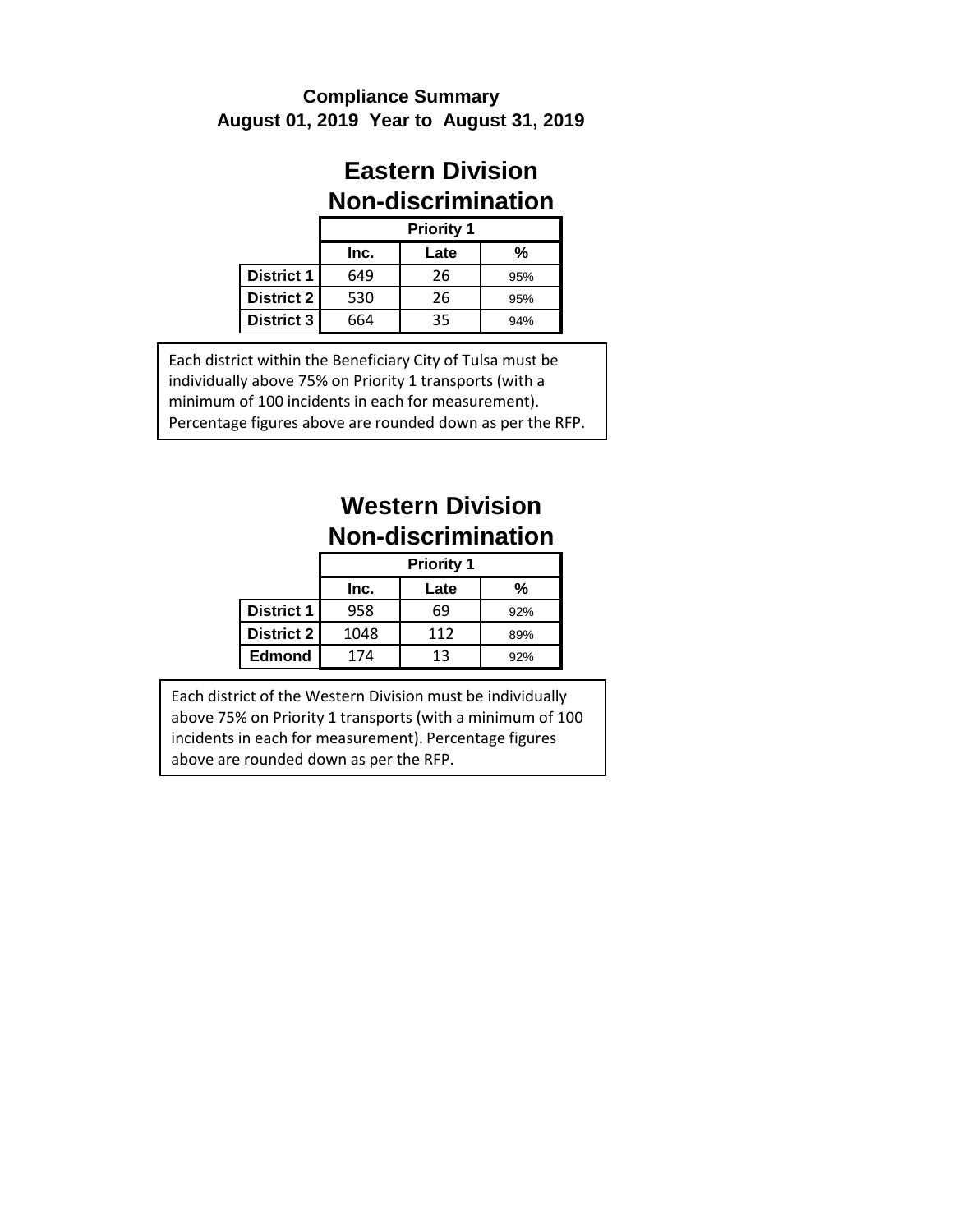**Compliance Summary**
**August 01, 2019 Year to August 31, 2019**

## Eastern Division
## Non-discrimination

| | Priority 1 | | |
|---|---|---|---|
| | Inc. | Late | % |
| District 1 | 649 | 26 | 95% |
| District 2 | 530 | 26 | 95% |
| District 3 | 664 | 35 | 94% |

Each district within the Beneficiary City of Tulsa must be individually above 75% on Priority 1 transports (with a minimum of 100 incidents in each for measurement). Percentage figures above are rounded down as per the RFP.

## Western Division
## Non-discrimination

| | Priority 1 | | |
|---|---|---|---|
| | Inc. | Late | % |
| District 1 | 958 | 69 | 92% |
| District 2 | 1048 | 112 | 89% |
| Edmond | 174 | 13 | 92% |

Each district of the Western Division must be individually above 75% on Priority 1 transports (with a minimum of 100 incidents in each for measurement). Percentage figures above are rounded down as per the RFP.